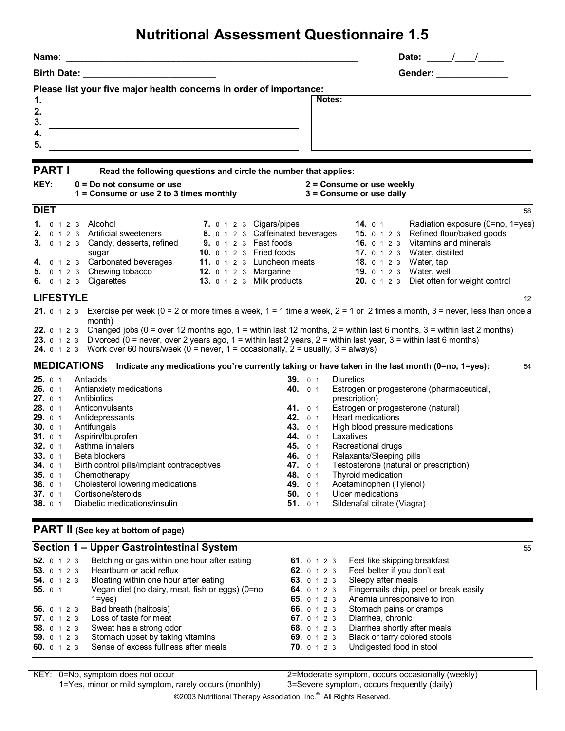# Nutritional Assessment Questionnaire 1.5

**Name**: ____________________________________________ **Date:** _____/____/_____

**Birth Date:** __________________________ **Gender:** ______________

**Please list your five major health concerns in order of importance:**

1. ______________________________
2. ______________________________
3. ______________________________
4. ______________________________
5. ______________________________

**Notes:**

## PART I

**Read the following questions and circle the number that applies:**

**KEY:**
**0 = Do not consume or use**
**1 = Consume or use 2 to 3 times monthly**
**2 = Consume or use weekly**
**3 = Consume or use daily**

### DIET

58

**1.** 0 1 2 3 Alcohol
**2.** 0 1 2 3 Artificial sweeteners
**3.** 0 1 2 3 Candy, desserts, refined sugar
**4.** 0 1 2 3 Carbonated beverages
**5.** 0 1 2 3 Chewing tobacco
**6.** 0 1 2 3 Cigarettes
**7.** 0 1 2 3 Cigars/pipes
**8.** 0 1 2 3 Caffeinated beverages
**9.** 0 1 2 3 Fast foods
**10.** 0 1 2 3 Fried foods
**11.** 0 1 2 3 Luncheon meats
**12.** 0 1 2 3 Margarine
**13.** 0 1 2 3 Milk products
**14.** 0 1 Radiation exposure (0=no, 1=yes)
**15.** 0 1 2 3 Refined flour/baked goods
**16.** 0 1 2 3 Vitamins and minerals
**17.** 0 1 2 3 Water, distilled
**18.** 0 1 2 3 Water, tap
**19.** 0 1 2 3 Water, well
**20.** 0 1 2 3 Diet often for weight control

### LIFESTYLE

12

**21.** 0 1 2 3 Exercise per week (0 = 2 or more times a week, 1 = 1 time a week, 2 = 1 or 2 times a month, 3 = never, less than once a month)
**22.** 0 1 2 3 Changed jobs (0 = over 12 months ago, 1 = within last 12 months, 2 = within last 6 months, 3 = within last 2 months)
**23.** 0 1 2 3 Divorced (0 = never, over 2 years ago, 1 = within last 2 years, 2 = within last year, 3 = within last 6 months)
**24.** 0 1 2 3 Work over 60 hours/week (0 = never, 1 = occasionally, 2 = usually, 3 = always)

### MEDICATIONS

**Indicate any medications you're currently taking or have taken in the last month (0=no, 1=yes):**

54

**25.** 0 1 Antacids
**26.** 0 1 Antianxiety medications
**27.** 0 1 Antibiotics
**28.** 0 1 Anticonvulsants
**29.** 0 1 Antidepressants
**30.** 0 1 Antifungals
**31.** 0 1 Aspirin/Ibuprofen
**32.** 0 1 Asthma inhalers
**33.** 0 1 Beta blockers
**34.** 0 1 Birth control pills/implant contraceptives
**35.** 0 1 Chemotherapy
**36.** 0 1 Cholesterol lowering medications
**37.** 0 1 Cortisone/steroids
**38.** 0 1 Diabetic medications/insulin
**39.** 0 1 Diuretics
**40.** 0 1 Estrogen or progesterone (pharmaceutical, prescription)
**41.** 0 1 Estrogen or progesterone (natural)
**42.** 0 1 Heart medications
**43.** 0 1 High blood pressure medications
**44.** 0 1 Laxatives
**45.** 0 1 Recreational drugs
**46.** 0 1 Relaxants/Sleeping pills
**47.** 0 1 Testosterone (natural or prescription)
**48.** 0 1 Thyroid medication
**49.** 0 1 Acetaminophen (Tylenol)
**50.** 0 1 Ulcer medications
**51.** 0 1 Sildenafal citrate (Viagra)

## PART II (See key at bottom of page)

### Section 1 – Upper Gastrointestinal System

55

**52.** 0 1 2 3 Belching or gas within one hour after eating
**53.** 0 1 2 3 Heartburn or acid reflux
**54.** 0 1 2 3 Bloating within one hour after eating
**55.** 0 1 Vegan diet (no dairy, meat, fish or eggs) (0=no, 1=yes)
**56.** 0 1 2 3 Bad breath (halitosis)
**57.** 0 1 2 3 Loss of taste for meat
**58.** 0 1 2 3 Sweat has a strong odor
**59.** 0 1 2 3 Stomach upset by taking vitamins
**60.** 0 1 2 3 Sense of excess fullness after meals
**61.** 0 1 2 3 Feel like skipping breakfast
**62.** 0 1 2 3 Feel better if you don't eat
**63.** 0 1 2 3 Sleepy after meals
**64.** 0 1 2 3 Fingernails chip, peel or break easily
**65.** 0 1 2 3 Anemia unresponsive to iron
**66.** 0 1 2 3 Stomach pains or cramps
**67.** 0 1 2 3 Diarrhea, chronic
**68.** 0 1 2 3 Diarrhea shortly after meals
**69.** 0 1 2 3 Black or tarry colored stools
**70.** 0 1 2 3 Undigested food in stool

| KEY: 0=No, symptom does not occur | 2=Moderate symptom, occurs occasionally (weekly) |
|---|---|
| 1=Yes, minor or mild symptom, rarely occurs (monthly) | 3=Severe symptom, occurs frequently (daily) |

©2003 Nutritional Therapy Association, Inc.® All Rights Reserved.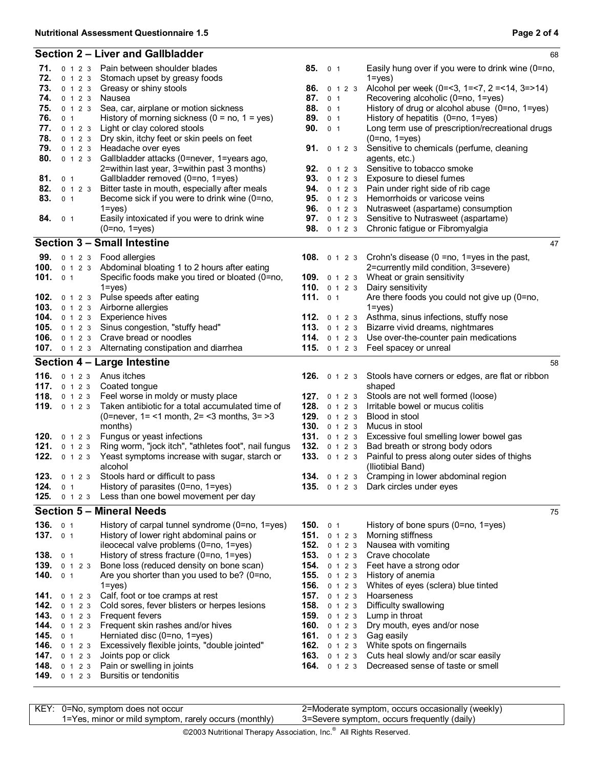## Section 2 – Liver and Gallbladder

68

| No. | Scale | Item |
|---|---|---|
| 71. | 0 1 2 3 | Pain between shoulder blades |
| 72. | 0 1 2 3 | Stomach upset by greasy foods |
| 73. | 0 1 2 3 | Greasy or shiny stools |
| 74. | 0 1 2 3 | Nausea |
| 75. | 0 1 2 3 | Sea, car, airplane or motion sickness |
| 76. | 0 1 | History of morning sickness (0 = no, 1 = yes) |
| 77. | 0 1 2 3 | Light or clay colored stools |
| 78. | 0 1 2 3 | Dry skin, itchy feet or skin peels on feet |
| 79. | 0 1 2 3 | Headache over eyes |
| 80. | 0 1 2 3 | Gallbladder attacks (0=never, 1=years ago, 2=within last year, 3=within past 3 months) |
| 81. | 0 1 | Gallbladder removed (0=no, 1=yes) |
| 82. | 0 1 2 3 | Bitter taste in mouth, especially after meals |
| 83. | 0 1 | Become sick if you were to drink wine (0=no, 1=yes) |
| 84. | 0 1 | Easily intoxicated if you were to drink wine (0=no, 1=yes) |
| 85. | 0 1 | Easily hung over if you were to drink wine (0=no, 1=yes) |
| 86. | 0 1 2 3 | Alcohol per week (0=<3, 1=<7, 2 =<14, 3=>14) |
| 87. | 0 1 | Recovering alcoholic (0=no, 1=yes) |
| 88. | 0 1 | History of drug or alcohol abuse (0=no, 1=yes) |
| 89. | 0 1 | History of hepatitis (0=no, 1=yes) |
| 90. | 0 1 | Long term use of prescription/recreational drugs (0=no, 1=yes) |
| 91. | 0 1 2 3 | Sensitive to chemicals (perfume, cleaning agents, etc.) |
| 92. | 0 1 2 3 | Sensitive to tobacco smoke |
| 93. | 0 1 2 3 | Exposure to diesel fumes |
| 94. | 0 1 2 3 | Pain under right side of rib cage |
| 95. | 0 1 2 3 | Hemorrhoids or varicose veins |
| 96. | 0 1 2 3 | Nutrasweet (aspartame) consumption |
| 97. | 0 1 2 3 | Sensitive to Nutrasweet (aspartame) |
| 98. | 0 1 2 3 | Chronic fatigue or Fibromyalgia |

## Section 3 – Small Intestine

47

| No. | Scale | Item |
|---|---|---|
| 99. | 0 1 2 3 | Food allergies |
| 100. | 0 1 2 3 | Abdominal bloating 1 to 2 hours after eating |
| 101. | 0 1 | Specific foods make you tired or bloated (0=no, 1=yes) |
| 102. | 0 1 2 3 | Pulse speeds after eating |
| 103. | 0 1 2 3 | Airborne allergies |
| 104. | 0 1 2 3 | Experience hives |
| 105. | 0 1 2 3 | Sinus congestion, "stuffy head" |
| 106. | 0 1 2 3 | Crave bread or noodles |
| 107. | 0 1 2 3 | Alternating constipation and diarrhea |
| 108. | 0 1 2 3 | Crohn's disease (0 =no, 1=yes in the past, 2=currently mild condition, 3=severe) |
| 109. | 0 1 2 3 | Wheat or grain sensitivity |
| 110. | 0 1 2 3 | Dairy sensitivity |
| 111. | 0 1 | Are there foods you could not give up (0=no, 1=yes) |
| 112. | 0 1 2 3 | Asthma, sinus infections, stuffy nose |
| 113. | 0 1 2 3 | Bizarre vivid dreams, nightmares |
| 114. | 0 1 2 3 | Use over-the-counter pain medications |
| 115. | 0 1 2 3 | Feel spacey or unreal |

## Section 4 – Large Intestine

58

| No. | Scale | Item |
|---|---|---|
| 116. | 0 1 2 3 | Anus itches |
| 117. | 0 1 2 3 | Coated tongue |
| 118. | 0 1 2 3 | Feel worse in moldy or musty place |
| 119. | 0 1 2 3 | Taken antibiotic for a total accumulated time of (0=never, 1= <1 month, 2= <3 months, 3= >3 months) |
| 120. | 0 1 2 3 | Fungus or yeast infections |
| 121. | 0 1 2 3 | Ring worm, "jock itch", "athletes foot", nail fungus |
| 122. | 0 1 2 3 | Yeast symptoms increase with sugar, starch or alcohol |
| 123. | 0 1 2 3 | Stools hard or difficult to pass |
| 124. | 0 1 | History of parasites (0=no, 1=yes) |
| 125. | 0 1 2 3 | Less than one bowel movement per day |
| 126. | 0 1 2 3 | Stools have corners or edges, are flat or ribbon shaped |
| 127. | 0 1 2 3 | Stools are not well formed (loose) |
| 128. | 0 1 2 3 | Irritable bowel or mucus colitis |
| 129. | 0 1 2 3 | Blood in stool |
| 130. | 0 1 2 3 | Mucus in stool |
| 131. | 0 1 2 3 | Excessive foul smelling lower bowel gas |
| 132. | 0 1 2 3 | Bad breath or strong body odors |
| 133. | 0 1 2 3 | Painful to press along outer sides of thighs (Iliotibial Band) |
| 134. | 0 1 2 3 | Cramping in lower abdominal region |
| 135. | 0 1 2 3 | Dark circles under eyes |

## Section 5 – Mineral Needs

75

| No. | Scale | Item |
|---|---|---|
| 136. | 0 1 | History of carpal tunnel syndrome (0=no, 1=yes) |
| 137. | 0 1 | History of lower right abdominal pains or ileocecal valve problems (0=no, 1=yes) |
| 138. | 0 1 | History of stress fracture (0=no, 1=yes) |
| 139. | 0 1 2 3 | Bone loss (reduced density on bone scan) |
| 140. | 0 1 | Are you shorter than you used to be? (0=no, 1=yes) |
| 141. | 0 1 2 3 | Calf, foot or toe cramps at rest |
| 142. | 0 1 2 3 | Cold sores, fever blisters or herpes lesions |
| 143. | 0 1 2 3 | Frequent fevers |
| 144. | 0 1 2 3 | Frequent skin rashes and/or hives |
| 145. | 0 1 | Herniated disc (0=no, 1=yes) |
| 146. | 0 1 2 3 | Excessively flexible joints, "double jointed" |
| 147. | 0 1 2 3 | Joints pop or click |
| 148. | 0 1 2 3 | Pain or swelling in joints |
| 149. | 0 1 2 3 | Bursitis or tendonitis |
| 150. | 0 1 | History of bone spurs (0=no, 1=yes) |
| 151. | 0 1 2 3 | Morning stiffness |
| 152. | 0 1 2 3 | Nausea with vomiting |
| 153. | 0 1 2 3 | Crave chocolate |
| 154. | 0 1 2 3 | Feet have a strong odor |
| 155. | 0 1 2 3 | History of anemia |
| 156. | 0 1 2 3 | Whites of eyes (sclera) blue tinted |
| 157. | 0 1 2 3 | Hoarseness |
| 158. | 0 1 2 3 | Difficulty swallowing |
| 159. | 0 1 2 3 | Lump in throat |
| 160. | 0 1 2 3 | Dry mouth, eyes and/or nose |
| 161. | 0 1 2 3 | Gag easily |
| 162. | 0 1 2 3 | White spots on fingernails |
| 163. | 0 1 2 3 | Cuts heal slowly and/or scar easily |
| 164. | 0 1 2 3 | Decreased sense of taste or smell |

KEY: 0=No, symptom does not occur; 1=Yes, minor or mild symptom, rarely occurs (monthly); 2=Moderate symptom, occurs occasionally (weekly); 3=Severe symptom, occurs frequently (daily)

©2003 Nutritional Therapy Association, Inc.® All Rights Reserved.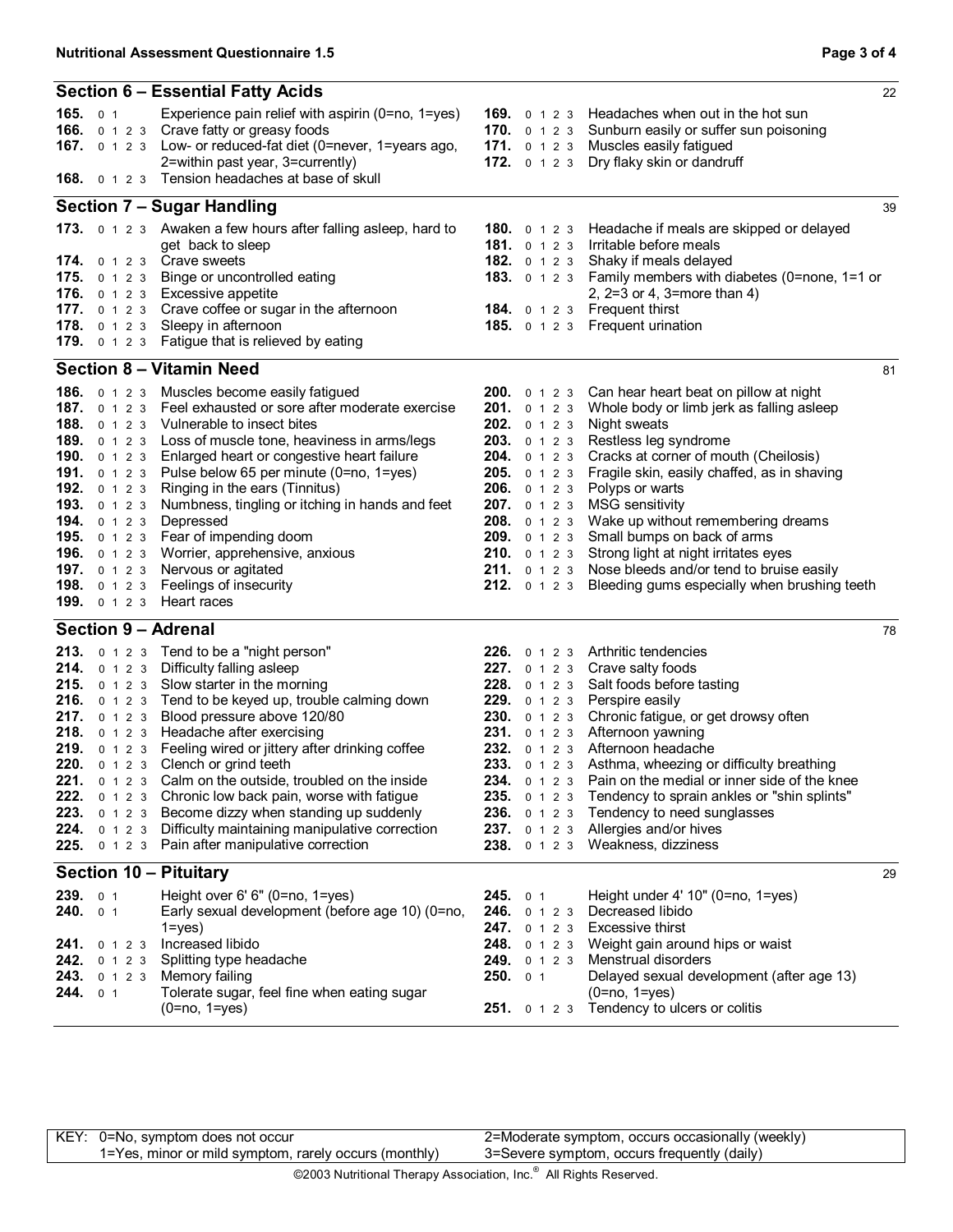## Section 6 – Essential Fatty Acids

22

**165.** 0 1 Experience pain relief with aspirin (0=no, 1=yes)
**166.** 0 1 2 3 Crave fatty or greasy foods
**167.** 0 1 2 3 Low- or reduced-fat diet (0=never, 1=years ago, 2=within past year, 3=currently)
**168.** 0 1 2 3 Tension headaches at base of skull
**169.** 0 1 2 3 Headaches when out in the hot sun
**170.** 0 1 2 3 Sunburn easily or suffer sun poisoning
**171.** 0 1 2 3 Muscles easily fatigued
**172.** 0 1 2 3 Dry flaky skin or dandruff

## Section 7 – Sugar Handling

39

**173.** 0 1 2 3 Awaken a few hours after falling asleep, hard to get back to sleep
**174.** 0 1 2 3 Crave sweets
**175.** 0 1 2 3 Binge or uncontrolled eating
**176.** 0 1 2 3 Excessive appetite
**177.** 0 1 2 3 Crave coffee or sugar in the afternoon
**178.** 0 1 2 3 Sleepy in afternoon
**179.** 0 1 2 3 Fatigue that is relieved by eating
**180.** 0 1 2 3 Headache if meals are skipped or delayed
**181.** 0 1 2 3 Irritable before meals
**182.** 0 1 2 3 Shaky if meals delayed
**183.** 0 1 2 3 Family members with diabetes (0=none, 1=1 or 2, 2=3 or 4, 3=more than 4)
**184.** 0 1 2 3 Frequent thirst
**185.** 0 1 2 3 Frequent urination

## Section 8 – Vitamin Need

81

**186.** 0 1 2 3 Muscles become easily fatigued
**187.** 0 1 2 3 Feel exhausted or sore after moderate exercise
**188.** 0 1 2 3 Vulnerable to insect bites
**189.** 0 1 2 3 Loss of muscle tone, heaviness in arms/legs
**190.** 0 1 2 3 Enlarged heart or congestive heart failure
**191.** 0 1 2 3 Pulse below 65 per minute (0=no, 1=yes)
**192.** 0 1 2 3 Ringing in the ears (Tinnitus)
**193.** 0 1 2 3 Numbness, tingling or itching in hands and feet
**194.** 0 1 2 3 Depressed
**195.** 0 1 2 3 Fear of impending doom
**196.** 0 1 2 3 Worrier, apprehensive, anxious
**197.** 0 1 2 3 Nervous or agitated
**198.** 0 1 2 3 Feelings of insecurity
**199.** 0 1 2 3 Heart races
**200.** 0 1 2 3 Can hear heart beat on pillow at night
**201.** 0 1 2 3 Whole body or limb jerk as falling asleep
**202.** 0 1 2 3 Night sweats
**203.** 0 1 2 3 Restless leg syndrome
**204.** 0 1 2 3 Cracks at corner of mouth (Cheilosis)
**205.** 0 1 2 3 Fragile skin, easily chaffed, as in shaving
**206.** 0 1 2 3 Polyps or warts
**207.** 0 1 2 3 MSG sensitivity
**208.** 0 1 2 3 Wake up without remembering dreams
**209.** 0 1 2 3 Small bumps on back of arms
**210.** 0 1 2 3 Strong light at night irritates eyes
**211.** 0 1 2 3 Nose bleeds and/or tend to bruise easily
**212.** 0 1 2 3 Bleeding gums especially when brushing teeth

## Section 9 – Adrenal

78

**213.** 0 1 2 3 Tend to be a "night person"
**214.** 0 1 2 3 Difficulty falling asleep
**215.** 0 1 2 3 Slow starter in the morning
**216.** 0 1 2 3 Tend to be keyed up, trouble calming down
**217.** 0 1 2 3 Blood pressure above 120/80
**218.** 0 1 2 3 Headache after exercising
**219.** 0 1 2 3 Feeling wired or jittery after drinking coffee
**220.** 0 1 2 3 Clench or grind teeth
**221.** 0 1 2 3 Calm on the outside, troubled on the inside
**222.** 0 1 2 3 Chronic low back pain, worse with fatigue
**223.** 0 1 2 3 Become dizzy when standing up suddenly
**224.** 0 1 2 3 Difficulty maintaining manipulative correction
**225.** 0 1 2 3 Pain after manipulative correction
**226.** 0 1 2 3 Arthritic tendencies
**227.** 0 1 2 3 Crave salty foods
**228.** 0 1 2 3 Salt foods before tasting
**229.** 0 1 2 3 Perspire easily
**230.** 0 1 2 3 Chronic fatigue, or get drowsy often
**231.** 0 1 2 3 Afternoon yawning
**232.** 0 1 2 3 Afternoon headache
**233.** 0 1 2 3 Asthma, wheezing or difficulty breathing
**234.** 0 1 2 3 Pain on the medial or inner side of the knee
**235.** 0 1 2 3 Tendency to sprain ankles or "shin splints"
**236.** 0 1 2 3 Tendency to need sunglasses
**237.** 0 1 2 3 Allergies and/or hives
**238.** 0 1 2 3 Weakness, dizziness

## Section 10 – Pituitary

29

**239.** 0 1 Height over 6' 6" (0=no, 1=yes)
**240.** 0 1 Early sexual development (before age 10) (0=no, 1=yes)
**241.** 0 1 2 3 Increased libido
**242.** 0 1 2 3 Splitting type headache
**243.** 0 1 2 3 Memory failing
**244.** 0 1 Tolerate sugar, feel fine when eating sugar (0=no, 1=yes)
**245.** 0 1 Height under 4' 10" (0=no, 1=yes)
**246.** 0 1 2 3 Decreased libido
**247.** 0 1 2 3 Excessive thirst
**248.** 0 1 2 3 Weight gain around hips or waist
**249.** 0 1 2 3 Menstrual disorders
**250.** 0 1 Delayed sexual development (after age 13) (0=no, 1=yes)
**251.** 0 1 2 3 Tendency to ulcers or colitis

| KEY: 0=No, symptom does not occur | 2=Moderate symptom, occurs occasionally (weekly) |
|---|---|
| 1=Yes, minor or mild symptom, rarely occurs (monthly) | 3=Severe symptom, occurs frequently (daily) |

©2003 Nutritional Therapy Association, Inc.® All Rights Reserved.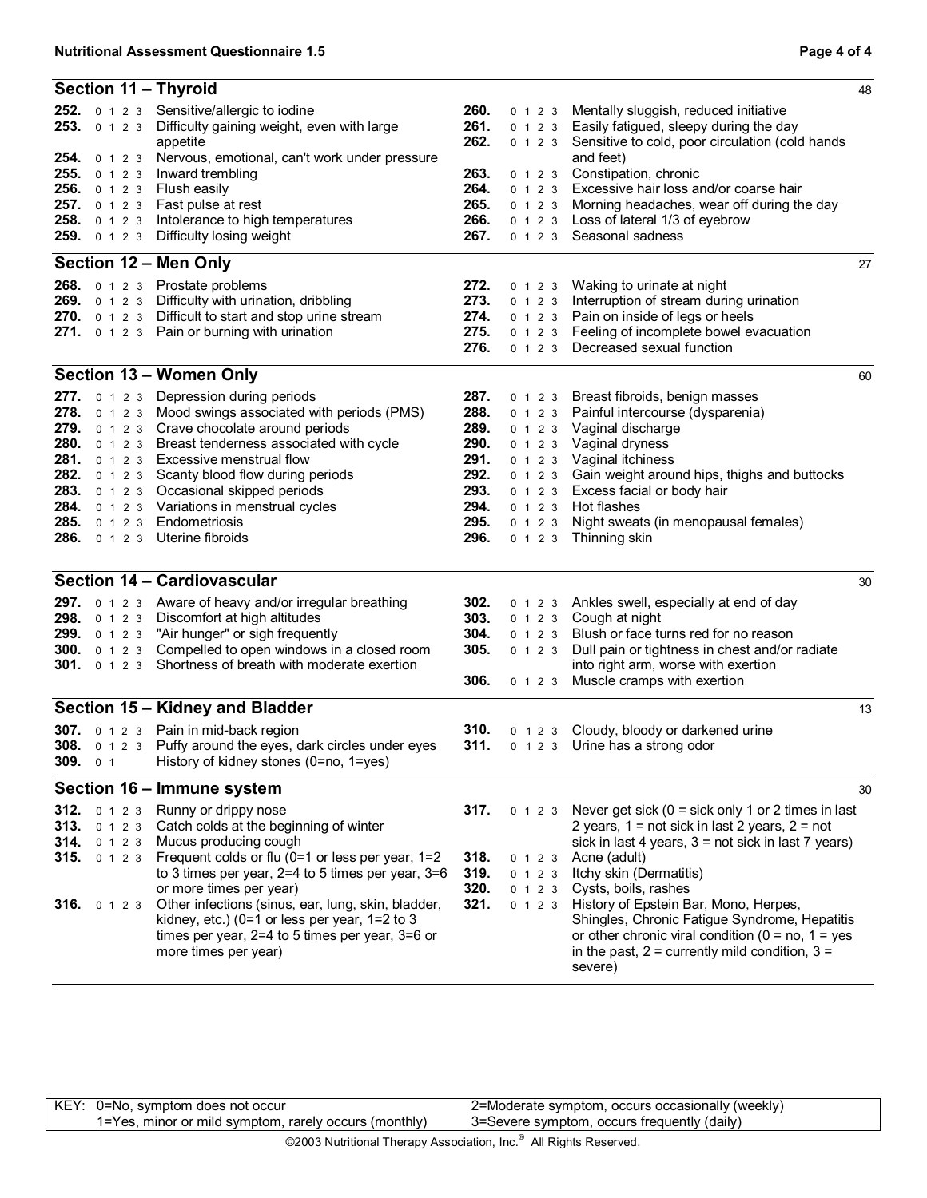## Section 11 – Thyroid

48

**252.** 0 1 2 3 Sensitive/allergic to iodine
**253.** 0 1 2 3 Difficulty gaining weight, even with large appetite
**254.** 0 1 2 3 Nervous, emotional, can't work under pressure
**255.** 0 1 2 3 Inward trembling
**256.** 0 1 2 3 Flush easily
**257.** 0 1 2 3 Fast pulse at rest
**258.** 0 1 2 3 Intolerance to high temperatures
**259.** 0 1 2 3 Difficulty losing weight
**260.** 0 1 2 3 Mentally sluggish, reduced initiative
**261.** 0 1 2 3 Easily fatigued, sleepy during the day
**262.** 0 1 2 3 Sensitive to cold, poor circulation (cold hands and feet)
**263.** 0 1 2 3 Constipation, chronic
**264.** 0 1 2 3 Excessive hair loss and/or coarse hair
**265.** 0 1 2 3 Morning headaches, wear off during the day
**266.** 0 1 2 3 Loss of lateral 1/3 of eyebrow
**267.** 0 1 2 3 Seasonal sadness

## Section 12 – Men Only

27

**268.** 0 1 2 3 Prostate problems
**269.** 0 1 2 3 Difficulty with urination, dribbling
**270.** 0 1 2 3 Difficult to start and stop urine stream
**271.** 0 1 2 3 Pain or burning with urination
**272.** 0 1 2 3 Waking to urinate at night
**273.** 0 1 2 3 Interruption of stream during urination
**274.** 0 1 2 3 Pain on inside of legs or heels
**275.** 0 1 2 3 Feeling of incomplete bowel evacuation
**276.** 0 1 2 3 Decreased sexual function

## Section 13 – Women Only

60

**277.** 0 1 2 3 Depression during periods
**278.** 0 1 2 3 Mood swings associated with periods (PMS)
**279.** 0 1 2 3 Crave chocolate around periods
**280.** 0 1 2 3 Breast tenderness associated with cycle
**281.** 0 1 2 3 Excessive menstrual flow
**282.** 0 1 2 3 Scanty blood flow during periods
**283.** 0 1 2 3 Occasional skipped periods
**284.** 0 1 2 3 Variations in menstrual cycles
**285.** 0 1 2 3 Endometriosis
**286.** 0 1 2 3 Uterine fibroids
**287.** 0 1 2 3 Breast fibroids, benign masses
**288.** 0 1 2 3 Painful intercourse (dysparenia)
**289.** 0 1 2 3 Vaginal discharge
**290.** 0 1 2 3 Vaginal dryness
**291.** 0 1 2 3 Vaginal itchiness
**292.** 0 1 2 3 Gain weight around hips, thighs and buttocks
**293.** 0 1 2 3 Excess facial or body hair
**294.** 0 1 2 3 Hot flashes
**295.** 0 1 2 3 Night sweats (in menopausal females)
**296.** 0 1 2 3 Thinning skin

## Section 14 – Cardiovascular

30

**297.** 0 1 2 3 Aware of heavy and/or irregular breathing
**298.** 0 1 2 3 Discomfort at high altitudes
**299.** 0 1 2 3 "Air hunger" or sigh frequently
**300.** 0 1 2 3 Compelled to open windows in a closed room
**301.** 0 1 2 3 Shortness of breath with moderate exertion
**302.** 0 1 2 3 Ankles swell, especially at end of day
**303.** 0 1 2 3 Cough at night
**304.** 0 1 2 3 Blush or face turns red for no reason
**305.** 0 1 2 3 Dull pain or tightness in chest and/or radiate into right arm, worse with exertion
**306.** 0 1 2 3 Muscle cramps with exertion

## Section 15 – Kidney and Bladder

13

**307.** 0 1 2 3 Pain in mid-back region
**308.** 0 1 2 3 Puffy around the eyes, dark circles under eyes
**309.** 0 1 History of kidney stones (0=no, 1=yes)
**310.** 0 1 2 3 Cloudy, bloody or darkened urine
**311.** 0 1 2 3 Urine has a strong odor

## Section 16 – Immune system

30

**312.** 0 1 2 3 Runny or drippy nose
**313.** 0 1 2 3 Catch colds at the beginning of winter
**314.** 0 1 2 3 Mucus producing cough
**315.** 0 1 2 3 Frequent colds or flu (0=1 or less per year, 1=2 to 3 times per year, 2=4 to 5 times per year, 3=6 or more times per year)
**316.** 0 1 2 3 Other infections (sinus, ear, lung, skin, bladder, kidney, etc.) (0=1 or less per year, 1=2 to 3 times per year, 2=4 to 5 times per year, 3=6 or more times per year)
**317.** 0 1 2 3 Never get sick (0 = sick only 1 or 2 times in last 2 years, 1 = not sick in last 2 years, 2 = not sick in last 4 years, 3 = not sick in last 7 years)
**318.** 0 1 2 3 Acne (adult)
**319.** 0 1 2 3 Itchy skin (Dermatitis)
**320.** 0 1 2 3 Cysts, boils, rashes
**321.** 0 1 2 3 History of Epstein Bar, Mono, Herpes, Shingles, Chronic Fatigue Syndrome, Hepatitis or other chronic viral condition (0 = no, 1 = yes in the past, 2 = currently mild condition, 3 = severe)

| | |
|---|---|
| KEY: 0=No, symptom does not occur | 2=Moderate symptom, occurs occasionally (weekly) |
| 1=Yes, minor or mild symptom, rarely occurs (monthly) | 3=Severe symptom, occurs frequently (daily) |

©2003 Nutritional Therapy Association, Inc.® All Rights Reserved.